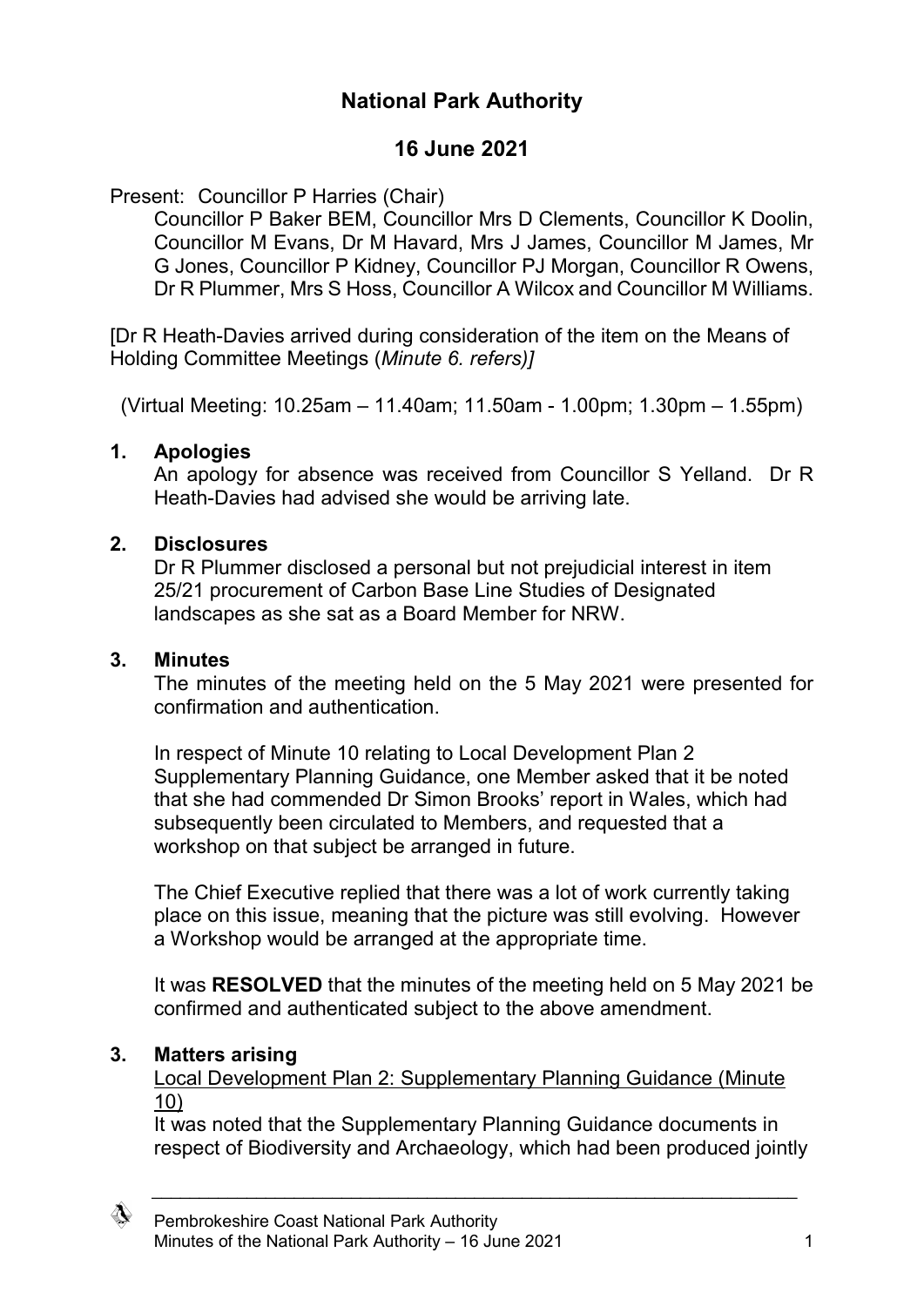# National Park Authority

## 16 June 2021

Present: Councillor P Harries (Chair)

Councillor P Baker BEM, Councillor Mrs D Clements, Councillor K Doolin, Councillor M Evans, Dr M Havard, Mrs J James, Councillor M James, Mr G Jones, Councillor P Kidney, Councillor PJ Morgan, Councillor R Owens, Dr R Plummer, Mrs S Hoss, Councillor A Wilcox and Councillor M Williams.

[Dr R Heath-Davies arrived during consideration of the item on the Means of Holding Committee Meetings (*Minute 6. refers)]*

(Virtual Meeting: 10.25am – 11.40am; 11.50am - 1.00pm; 1.30pm – 1.55pm)

**1. Apologies**

An apology for absence was received from Councillor S Yelland. Dr R Heath-Davies had advised she would be arriving late.

**2. Disclosures**

Dr R Plummer disclosed a personal but not prejudicial interest in item 25/21 procurement of Carbon Base Line Studies of Designated landscapes as she sat as a Board Member for NRW.

**3. Minutes**

The minutes of the meeting held on the 5 May 2021 were presented for confirmation and authentication.

In respect of Minute 10 relating to Local Development Plan 2 Supplementary Planning Guidance, one Member asked that it be noted that she had commended Dr Simon Brooks' report in Wales, which had subsequently been circulated to Members, and requested that a workshop on that subject be arranged in future.

The Chief Executive replied that there was a lot of work currently taking place on this issue, meaning that the picture was still evolving. However a Workshop would be arranged at the appropriate time.

It was **RESOLVED** that the minutes of the meeting held on 5 May 2021 be confirmed and authenticated subject to the above amendment.

**3. Matters arising**

Local Development Plan 2: Supplementary Planning Guidance (Minute 10)

It was noted that the Supplementary Planning Guidance documents in respect of Biodiversity and Archaeology, which had been produced jointly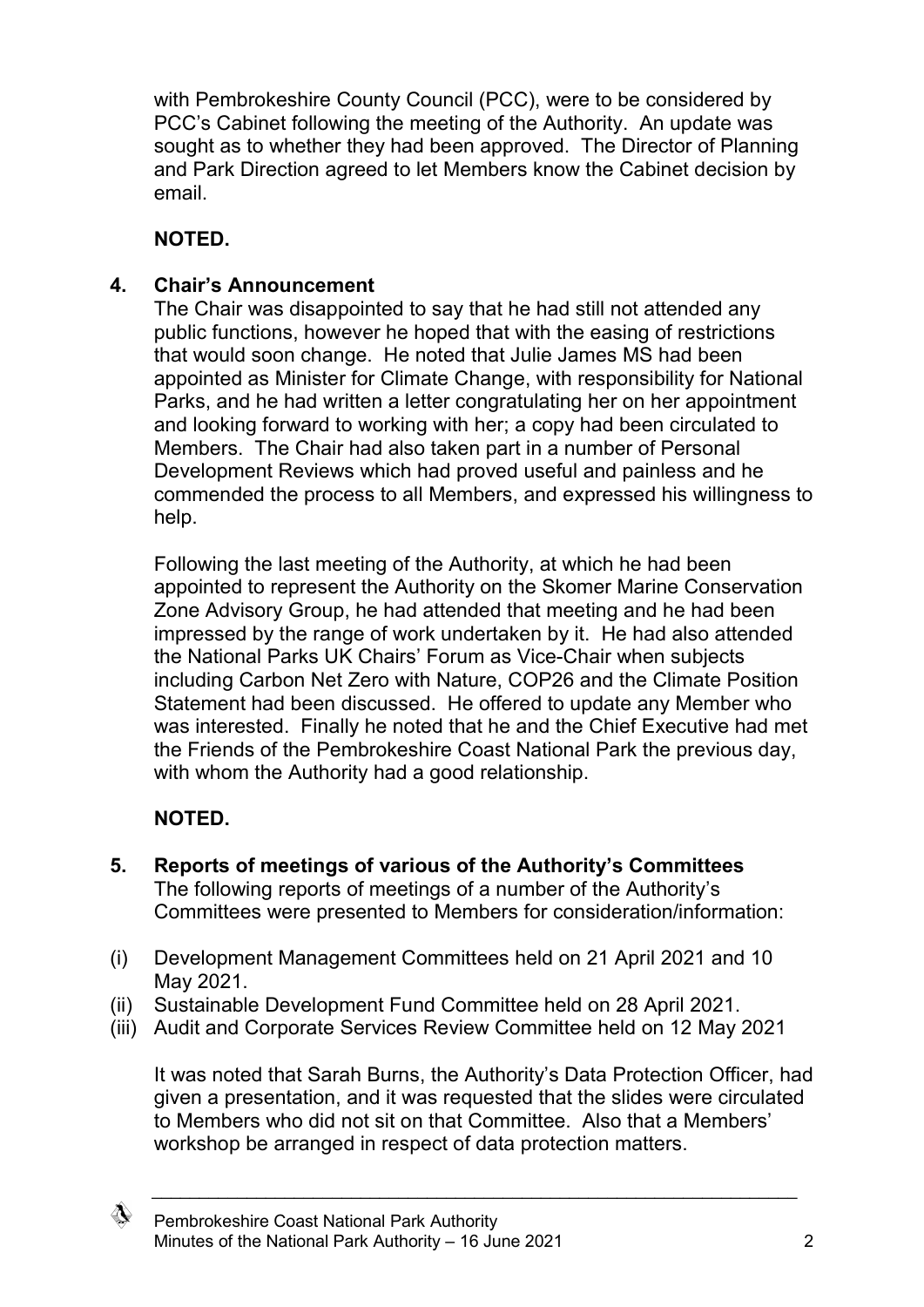with Pembrokeshire County Council (PCC), were to be considered by PCC's Cabinet following the meeting of the Authority. An update was sought as to whether they had been approved. The Director of Planning and Park Direction agreed to let Members know the Cabinet decision by email.

**NOTED.**

## 4. Chair's Announcement

The Chair was disappointed to say that he had still not attended any public functions, however he hoped that with the easing of restrictions that would soon change. He noted that Julie James MS had been appointed as Minister for Climate Change, with responsibility for National Parks, and he had written a letter congratulating her on her appointment and looking forward to working with her; a copy had been circulated to Members. The Chair had also taken part in a number of Personal Development Reviews which had proved useful and painless and he commended the process to all Members, and expressed his willingness to help.

Following the last meeting of the Authority, at which he had been appointed to represent the Authority on the Skomer Marine Conservation Zone Advisory Group, he had attended that meeting and he had been impressed by the range of work undertaken by it. He had also attended the National Parks UK Chairs' Forum as Vice-Chair when subjects including Carbon Net Zero with Nature, COP26 and the Climate Position Statement had been discussed. He offered to update any Member who was interested. Finally he noted that he and the Chief Executive had met the Friends of the Pembrokeshire Coast National Park the previous day, with whom the Authority had a good relationship.

**NOTED.**

## 5. Reports of meetings of various of the Authority's Committees

The following reports of meetings of a number of the Authority's Committees were presented to Members for consideration/information:

(i) Development Management Committees held on 21 April 2021 and 10 May 2021.
(ii) Sustainable Development Fund Committee held on 28 April 2021.
(iii) Audit and Corporate Services Review Committee held on 12 May 2021

It was noted that Sarah Burns, the Authority's Data Protection Officer, had given a presentation, and it was requested that the slides were circulated to Members who did not sit on that Committee. Also that a Members' workshop be arranged in respect of data protection matters.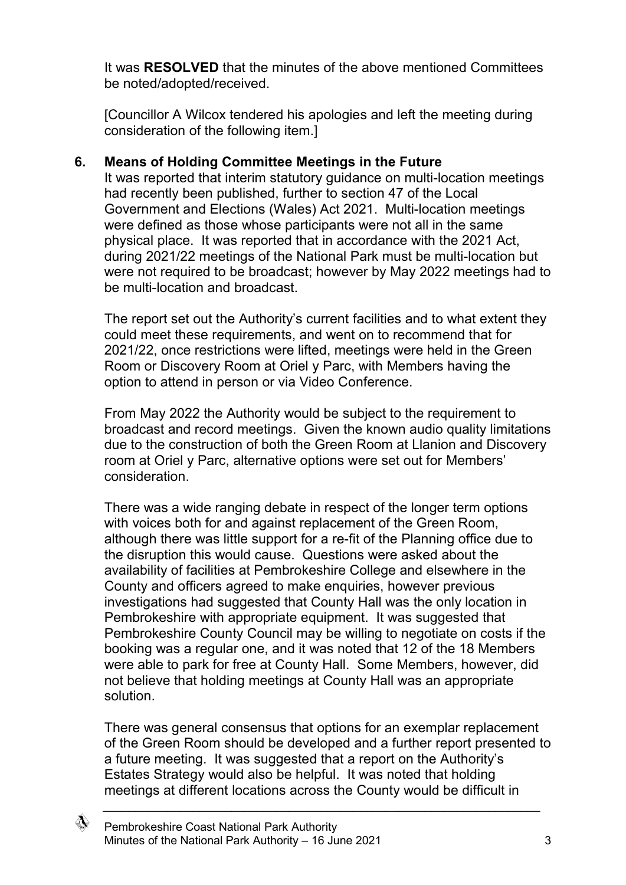It was **RESOLVED** that the minutes of the above mentioned Committees be noted/adopted/received.

[Councillor A Wilcox tendered his apologies and left the meeting during consideration of the following item.]

**6. Means of Holding Committee Meetings in the Future**

It was reported that interim statutory guidance on multi-location meetings had recently been published, further to section 47 of the Local Government and Elections (Wales) Act 2021. Multi-location meetings were defined as those whose participants were not all in the same physical place. It was reported that in accordance with the 2021 Act, during 2021/22 meetings of the National Park must be multi-location but were not required to be broadcast; however by May 2022 meetings had to be multi-location and broadcast.

The report set out the Authority's current facilities and to what extent they could meet these requirements, and went on to recommend that for 2021/22, once restrictions were lifted, meetings were held in the Green Room or Discovery Room at Oriel y Parc, with Members having the option to attend in person or via Video Conference.

From May 2022 the Authority would be subject to the requirement to broadcast and record meetings. Given the known audio quality limitations due to the construction of both the Green Room at Llanion and Discovery room at Oriel y Parc, alternative options were set out for Members' consideration.

There was a wide ranging debate in respect of the longer term options with voices both for and against replacement of the Green Room, although there was little support for a re-fit of the Planning office due to the disruption this would cause. Questions were asked about the availability of facilities at Pembrokeshire College and elsewhere in the County and officers agreed to make enquiries, however previous investigations had suggested that County Hall was the only location in Pembrokeshire with appropriate equipment. It was suggested that Pembrokeshire County Council may be willing to negotiate on costs if the booking was a regular one, and it was noted that 12 of the 18 Members were able to park for free at County Hall. Some Members, however, did not believe that holding meetings at County Hall was an appropriate solution.

There was general consensus that options for an exemplar replacement of the Green Room should be developed and a further report presented to a future meeting. It was suggested that a report on the Authority's Estates Strategy would also be helpful. It was noted that holding meetings at different locations across the County would be difficult in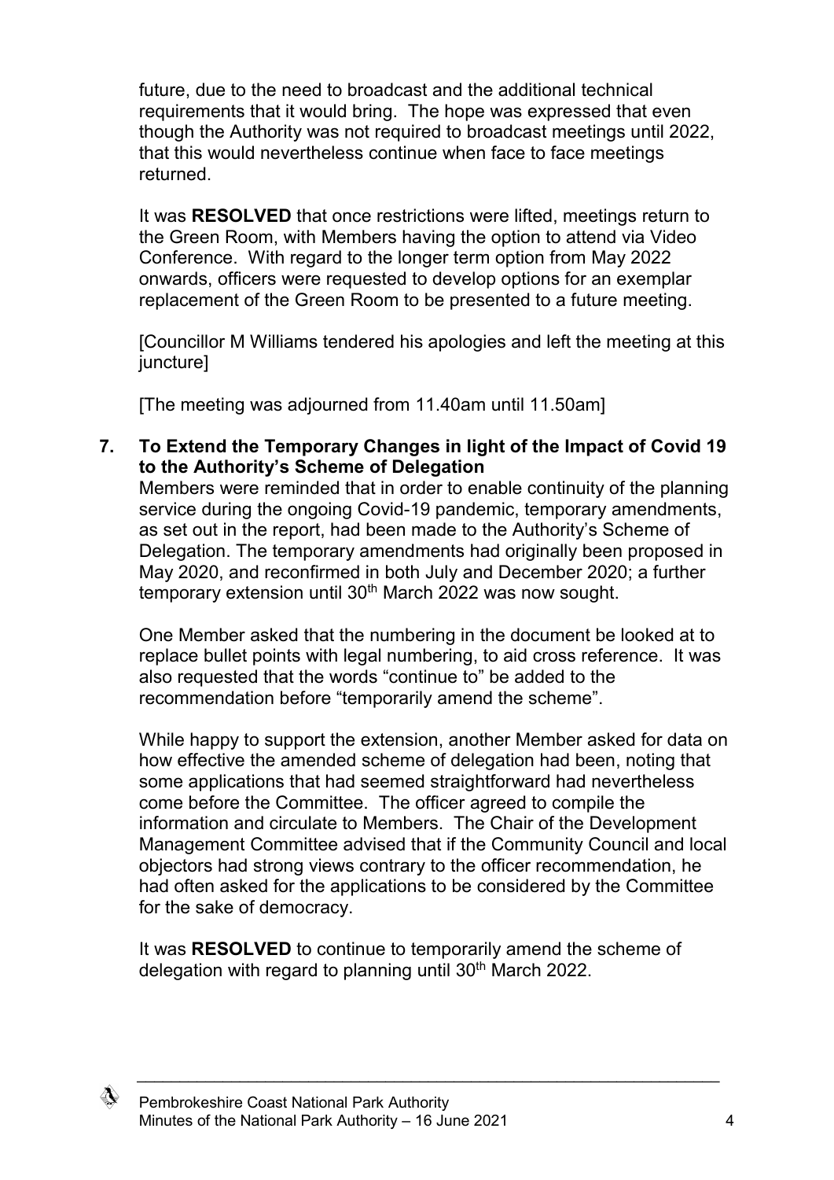future, due to the need to broadcast and the additional technical requirements that it would bring. The hope was expressed that even though the Authority was not required to broadcast meetings until 2022, that this would nevertheless continue when face to face meetings returned.

It was **RESOLVED** that once restrictions were lifted, meetings return to the Green Room, with Members having the option to attend via Video Conference. With regard to the longer term option from May 2022 onwards, officers were requested to develop options for an exemplar replacement of the Green Room to be presented to a future meeting.

[Councillor M Williams tendered his apologies and left the meeting at this juncture]

[The meeting was adjourned from 11.40am until 11.50am]

**7. To Extend the Temporary Changes in light of the Impact of Covid 19 to the Authority's Scheme of Delegation**

Members were reminded that in order to enable continuity of the planning service during the ongoing Covid-19 pandemic, temporary amendments, as set out in the report, had been made to the Authority's Scheme of Delegation. The temporary amendments had originally been proposed in May 2020, and reconfirmed in both July and December 2020; a further temporary extension until 30th March 2022 was now sought.

One Member asked that the numbering in the document be looked at to replace bullet points with legal numbering, to aid cross reference. It was also requested that the words "continue to" be added to the recommendation before "temporarily amend the scheme".

While happy to support the extension, another Member asked for data on how effective the amended scheme of delegation had been, noting that some applications that had seemed straightforward had nevertheless come before the Committee. The officer agreed to compile the information and circulate to Members. The Chair of the Development Management Committee advised that if the Community Council and local objectors had strong views contrary to the officer recommendation, he had often asked for the applications to be considered by the Committee for the sake of democracy.

It was **RESOLVED** to continue to temporarily amend the scheme of delegation with regard to planning until 30th March 2022.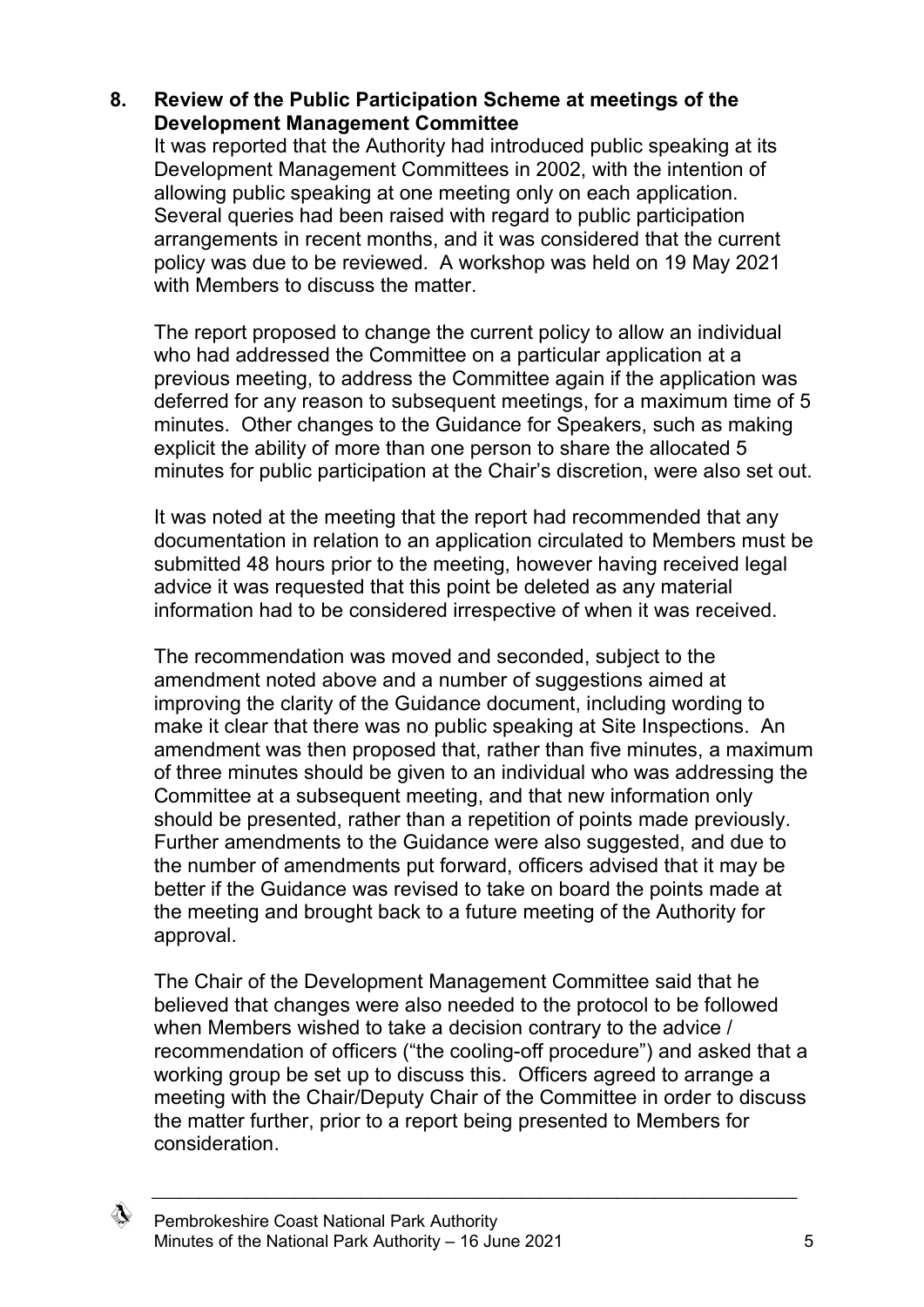**8. Review of the Public Participation Scheme at meetings of the Development Management Committee**

It was reported that the Authority had introduced public speaking at its Development Management Committees in 2002, with the intention of allowing public speaking at one meeting only on each application. Several queries had been raised with regard to public participation arrangements in recent months, and it was considered that the current policy was due to be reviewed. A workshop was held on 19 May 2021 with Members to discuss the matter.

The report proposed to change the current policy to allow an individual who had addressed the Committee on a particular application at a previous meeting, to address the Committee again if the application was deferred for any reason to subsequent meetings, for a maximum time of 5 minutes. Other changes to the Guidance for Speakers, such as making explicit the ability of more than one person to share the allocated 5 minutes for public participation at the Chair's discretion, were also set out.

It was noted at the meeting that the report had recommended that any documentation in relation to an application circulated to Members must be submitted 48 hours prior to the meeting, however having received legal advice it was requested that this point be deleted as any material information had to be considered irrespective of when it was received.

The recommendation was moved and seconded, subject to the amendment noted above and a number of suggestions aimed at improving the clarity of the Guidance document, including wording to make it clear that there was no public speaking at Site Inspections. An amendment was then proposed that, rather than five minutes, a maximum of three minutes should be given to an individual who was addressing the Committee at a subsequent meeting, and that new information only should be presented, rather than a repetition of points made previously. Further amendments to the Guidance were also suggested, and due to the number of amendments put forward, officers advised that it may be better if the Guidance was revised to take on board the points made at the meeting and brought back to a future meeting of the Authority for approval.

The Chair of the Development Management Committee said that he believed that changes were also needed to the protocol to be followed when Members wished to take a decision contrary to the advice / recommendation of officers ("the cooling-off procedure") and asked that a working group be set up to discuss this. Officers agreed to arrange a meeting with the Chair/Deputy Chair of the Committee in order to discuss the matter further, prior to a report being presented to Members for consideration.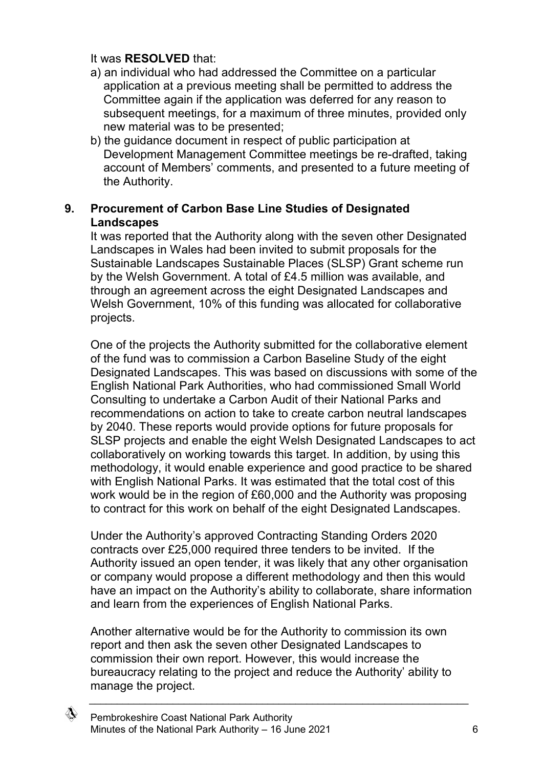It was **RESOLVED** that:

a) an individual who had addressed the Committee on a particular application at a previous meeting shall be permitted to address the Committee again if the application was deferred for any reason to subsequent meetings, for a maximum of three minutes, provided only new material was to be presented;

b) the guidance document in respect of public participation at Development Management Committee meetings be re-drafted, taking account of Members' comments, and presented to a future meeting of the Authority.

## 9. Procurement of Carbon Base Line Studies of Designated Landscapes

It was reported that the Authority along with the seven other Designated Landscapes in Wales had been invited to submit proposals for the Sustainable Landscapes Sustainable Places (SLSP) Grant scheme run by the Welsh Government. A total of £4.5 million was available, and through an agreement across the eight Designated Landscapes and Welsh Government, 10% of this funding was allocated for collaborative projects.

One of the projects the Authority submitted for the collaborative element of the fund was to commission a Carbon Baseline Study of the eight Designated Landscapes. This was based on discussions with some of the English National Park Authorities, who had commissioned Small World Consulting to undertake a Carbon Audit of their National Parks and recommendations on action to take to create carbon neutral landscapes by 2040. These reports would provide options for future proposals for SLSP projects and enable the eight Welsh Designated Landscapes to act collaboratively on working towards this target. In addition, by using this methodology, it would enable experience and good practice to be shared with English National Parks. It was estimated that the total cost of this work would be in the region of £60,000 and the Authority was proposing to contract for this work on behalf of the eight Designated Landscapes.

Under the Authority's approved Contracting Standing Orders 2020 contracts over £25,000 required three tenders to be invited. If the Authority issued an open tender, it was likely that any other organisation or company would propose a different methodology and then this would have an impact on the Authority's ability to collaborate, share information and learn from the experiences of English National Parks.

Another alternative would be for the Authority to commission its own report and then ask the seven other Designated Landscapes to commission their own report. However, this would increase the bureaucracy relating to the project and reduce the Authority' ability to manage the project.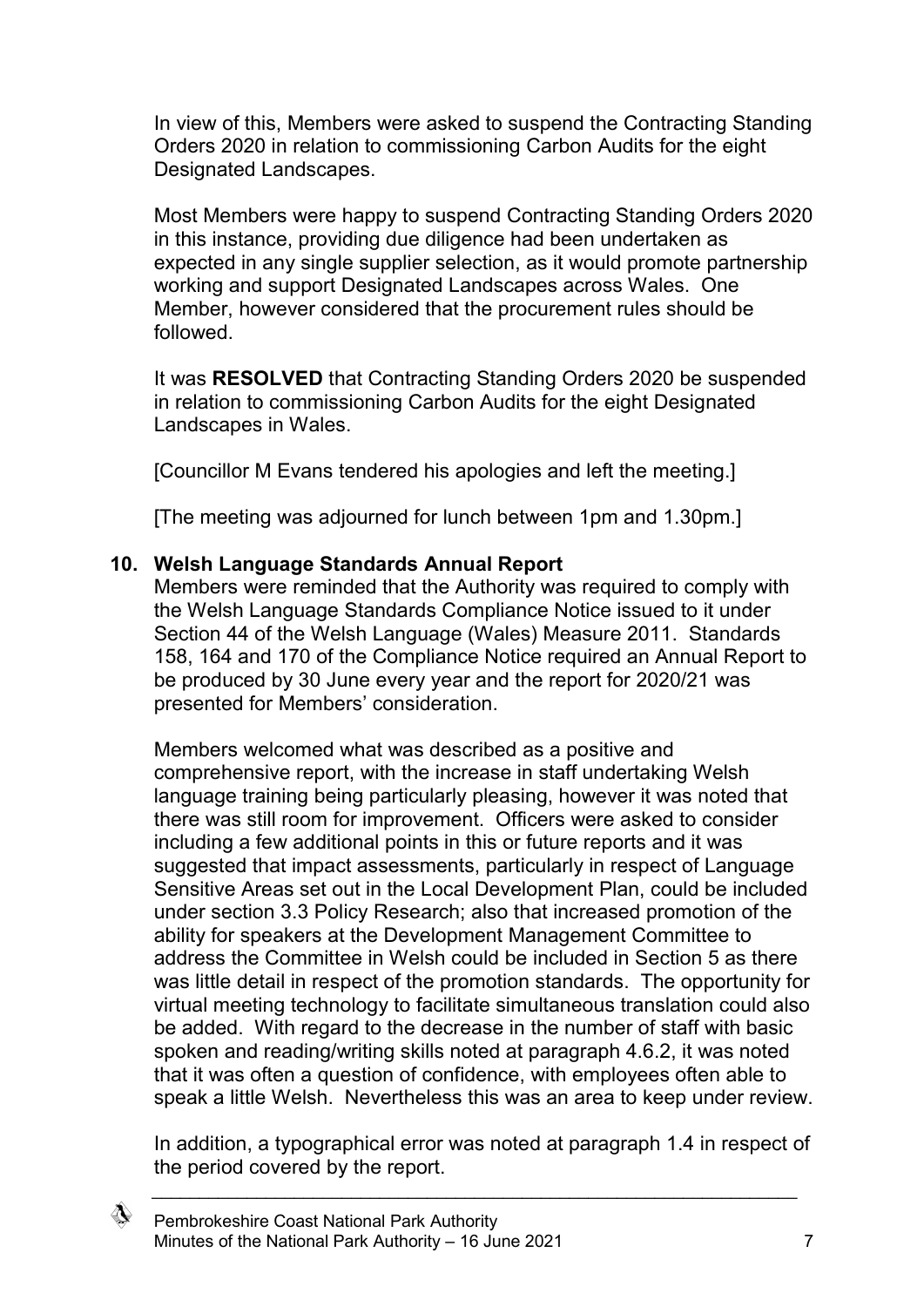In view of this, Members were asked to suspend the Contracting Standing Orders 2020 in relation to commissioning Carbon Audits for the eight Designated Landscapes.

Most Members were happy to suspend Contracting Standing Orders 2020 in this instance, providing due diligence had been undertaken as expected in any single supplier selection, as it would promote partnership working and support Designated Landscapes across Wales. One Member, however considered that the procurement rules should be followed.

It was **RESOLVED** that Contracting Standing Orders 2020 be suspended in relation to commissioning Carbon Audits for the eight Designated Landscapes in Wales.

[Councillor M Evans tendered his apologies and left the meeting.]

[The meeting was adjourned for lunch between 1pm and 1.30pm.]

**10. Welsh Language Standards Annual Report**

Members were reminded that the Authority was required to comply with the Welsh Language Standards Compliance Notice issued to it under Section 44 of the Welsh Language (Wales) Measure 2011. Standards 158, 164 and 170 of the Compliance Notice required an Annual Report to be produced by 30 June every year and the report for 2020/21 was presented for Members' consideration.

Members welcomed what was described as a positive and comprehensive report, with the increase in staff undertaking Welsh language training being particularly pleasing, however it was noted that there was still room for improvement. Officers were asked to consider including a few additional points in this or future reports and it was suggested that impact assessments, particularly in respect of Language Sensitive Areas set out in the Local Development Plan, could be included under section 3.3 Policy Research; also that increased promotion of the ability for speakers at the Development Management Committee to address the Committee in Welsh could be included in Section 5 as there was little detail in respect of the promotion standards. The opportunity for virtual meeting technology to facilitate simultaneous translation could also be added. With regard to the decrease in the number of staff with basic spoken and reading/writing skills noted at paragraph 4.6.2, it was noted that it was often a question of confidence, with employees often able to speak a little Welsh. Nevertheless this was an area to keep under review.

In addition, a typographical error was noted at paragraph 1.4 in respect of the period covered by the report.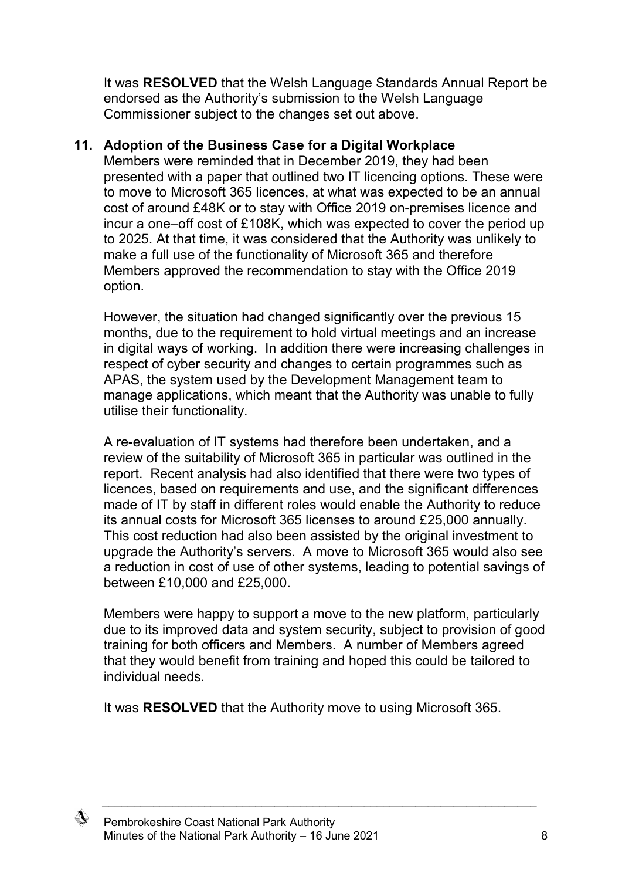It was **RESOLVED** that the Welsh Language Standards Annual Report be endorsed as the Authority's submission to the Welsh Language Commissioner subject to the changes set out above.

## 11. Adoption of the Business Case for a Digital Workplace

Members were reminded that in December 2019, they had been presented with a paper that outlined two IT licencing options. These were to move to Microsoft 365 licences, at what was expected to be an annual cost of around £48K or to stay with Office 2019 on-premises licence and incur a one–off cost of £108K, which was expected to cover the period up to 2025. At that time, it was considered that the Authority was unlikely to make a full use of the functionality of Microsoft 365 and therefore Members approved the recommendation to stay with the Office 2019 option.

However, the situation had changed significantly over the previous 15 months, due to the requirement to hold virtual meetings and an increase in digital ways of working. In addition there were increasing challenges in respect of cyber security and changes to certain programmes such as APAS, the system used by the Development Management team to manage applications, which meant that the Authority was unable to fully utilise their functionality.

A re-evaluation of IT systems had therefore been undertaken, and a review of the suitability of Microsoft 365 in particular was outlined in the report. Recent analysis had also identified that there were two types of licences, based on requirements and use, and the significant differences made of IT by staff in different roles would enable the Authority to reduce its annual costs for Microsoft 365 licenses to around £25,000 annually. This cost reduction had also been assisted by the original investment to upgrade the Authority's servers. A move to Microsoft 365 would also see a reduction in cost of use of other systems, leading to potential savings of between £10,000 and £25,000.

Members were happy to support a move to the new platform, particularly due to its improved data and system security, subject to provision of good training for both officers and Members. A number of Members agreed that they would benefit from training and hoped this could be tailored to individual needs.

It was **RESOLVED** that the Authority move to using Microsoft 365.